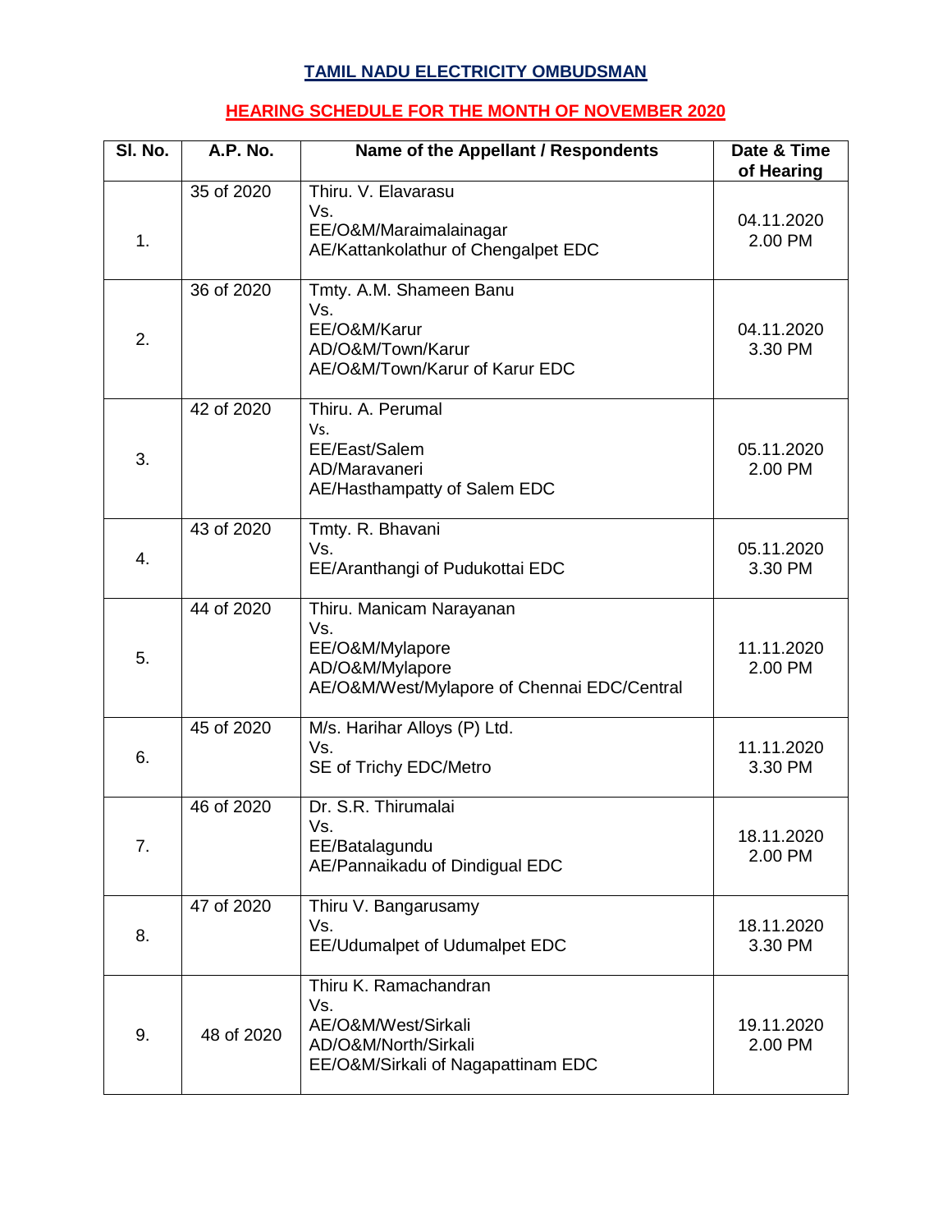# TAMIL NADU ELECTRICITY OMBUDSMAN

## HEARING SCHEDULE FOR THE MONTH OF NOVEMBER 2020

| Sl. No. | A.P. No. | Name of the Appellant / Respondents | Date & Time of Hearing |
|---|---|---|---|
| 1. | 35 of 2020 | Thiru. V. Elavarasu<br>Vs.<br>EE/O&M/Maraimalainagar<br>AE/Kattankolathur of Chengalpet EDC | 04.11.2020<br>2.00 PM |
| 2. | 36 of 2020 | Tmty. A.M. Shameen Banu<br>Vs.<br>EE/O&M/Karur<br>AD/O&M/Town/Karur<br>AE/O&M/Town/Karur of Karur EDC | 04.11.2020<br>3.30 PM |
| 3. | 42 of 2020 | Thiru. A. Perumal<br>Vs.<br>EE/East/Salem<br>AD/Maravaneri<br>AE/Hasthampatty of Salem EDC | 05.11.2020<br>2.00 PM |
| 4. | 43 of 2020 | Tmty. R. Bhavani<br>Vs.<br>EE/Aranthangi of Pudukottai EDC | 05.11.2020<br>3.30 PM |
| 5. | 44 of 2020 | Thiru. Manicam Narayanan<br>Vs.<br>EE/O&M/Mylapore<br>AD/O&M/Mylapore<br>AE/O&M/West/Mylapore of Chennai EDC/Central | 11.11.2020<br>2.00 PM |
| 6. | 45 of 2020 | M/s. Harihar Alloys (P) Ltd.<br>Vs.<br>SE of Trichy EDC/Metro | 11.11.2020<br>3.30 PM |
| 7. | 46 of 2020 | Dr. S.R. Thirumalai<br>Vs.<br>EE/Batalagundu<br>AE/Pannaikadu of Dindigual EDC | 18.11.2020<br>2.00 PM |
| 8. | 47 of 2020 | Thiru V. Bangarusamy<br>Vs.<br>EE/Udumalpet of Udumalpet EDC | 18.11.2020<br>3.30 PM |
| 9. | 48 of 2020 | Thiru K. Ramachandran<br>Vs.<br>AE/O&M/West/Sirkali<br>AD/O&M/North/Sirkali<br>EE/O&M/Sirkali of Nagapattinam EDC | 19.11.2020<br>2.00 PM |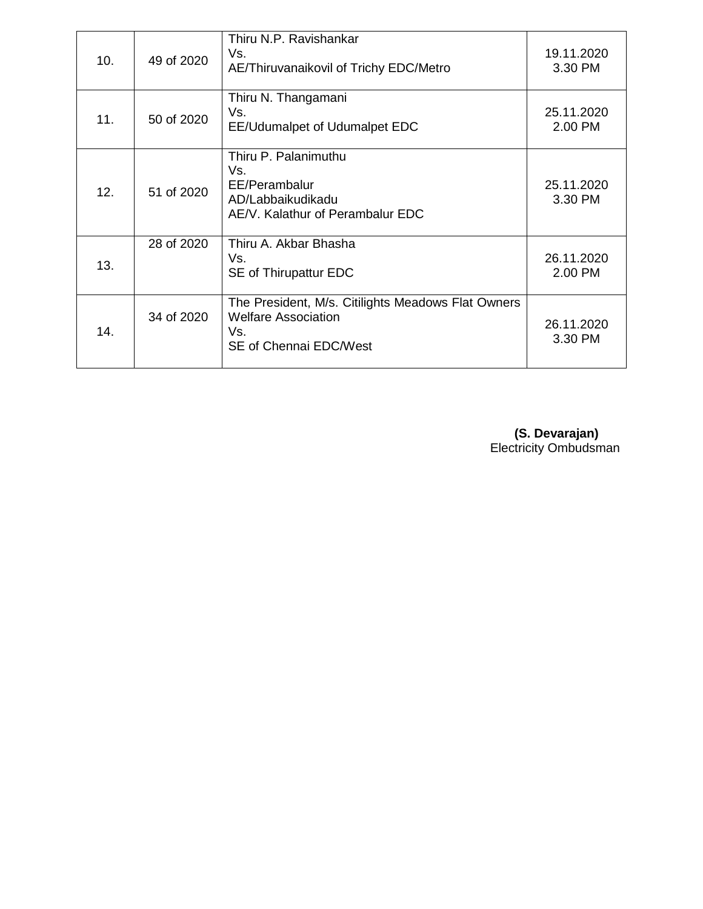| | | | |
|---|---|---|---|
| 10. | 49 of 2020 | Thiru N.P. Ravishankar<br>Vs.<br>AE/Thiruvanaikovil of Trichy EDC/Metro | 19.11.2020<br>3.30 PM |
| 11. | 50 of 2020 | Thiru N. Thangamani<br>Vs.<br>EE/Udumalpet of Udumalpet EDC | 25.11.2020<br>2.00 PM |
| 12. | 51 of 2020 | Thiru P. Palanimuthu<br>Vs.<br>EE/Perambalur<br>AD/Labbaikudikadu<br>AE/V. Kalathur of Perambalur EDC | 25.11.2020<br>3.30 PM |
| 13. | 28 of 2020 | Thiru A. Akbar Bhasha<br>Vs.<br>SE of Thirupattur EDC | 26.11.2020<br>2.00 PM |
| 14. | 34 of 2020 | The President, M/s. Citilights Meadows Flat Owners Welfare Association<br>Vs.<br>SE of Chennai EDC/West | 26.11.2020<br>3.30 PM |

**(S. Devarajan)**
Electricity Ombudsman